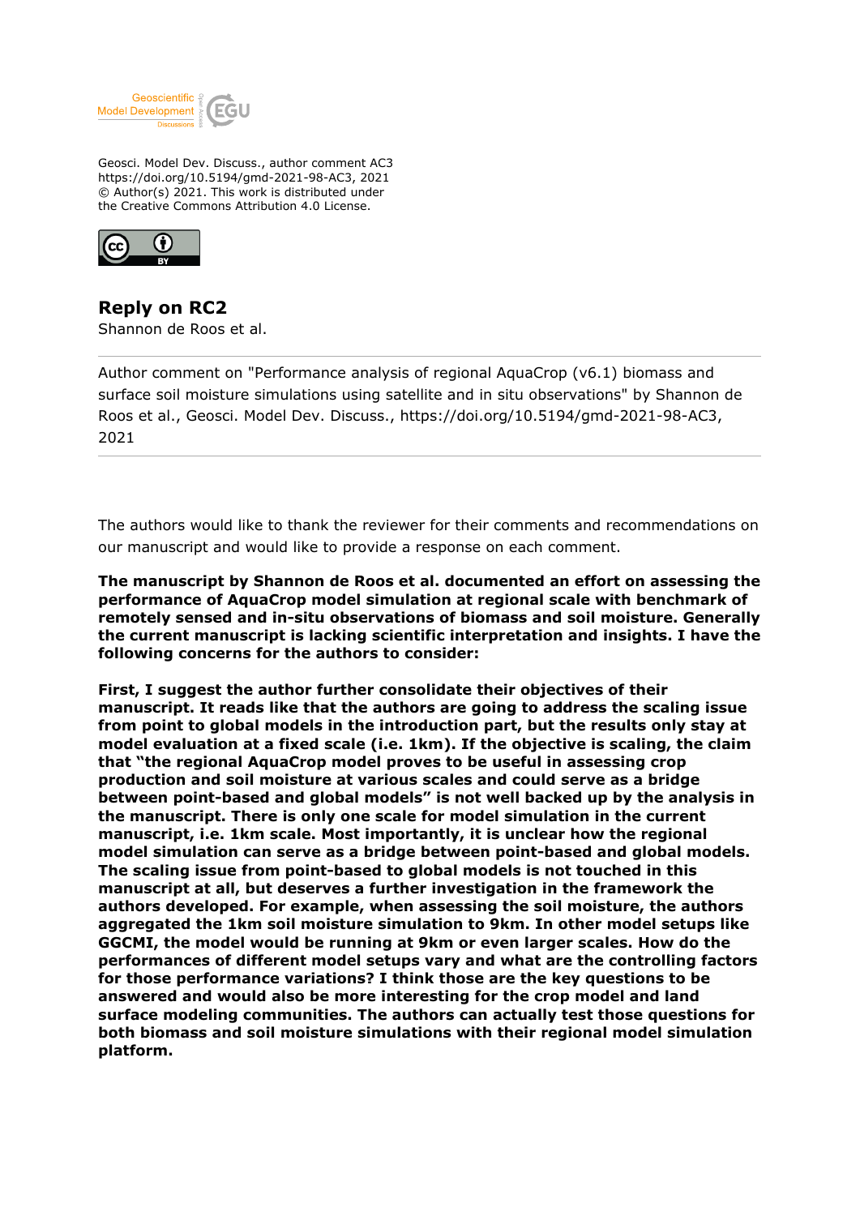Geosci. Model Dev. Discuss., author comment AC3
https://doi.org/10.5194/gmd-2021-98-AC3, 2021
© Author(s) 2021. This work is distributed under
the Creative Commons Attribution 4.0 License.

## Reply on RC2

Shannon de Roos et al.

---

Author comment on "Performance analysis of regional AquaCrop (v6.1) biomass and surface soil moisture simulations using satellite and in situ observations" by Shannon de Roos et al., Geosci. Model Dev. Discuss., https://doi.org/10.5194/gmd-2021-98-AC3, 2021

---

The authors would like to thank the reviewer for their comments and recommendations on our manuscript and would like to provide a response on each comment.

**The manuscript by Shannon de Roos et al. documented an effort on assessing the performance of AquaCrop model simulation at regional scale with benchmark of remotely sensed and in-situ observations of biomass and soil moisture. Generally the current manuscript is lacking scientific interpretation and insights. I have the following concerns for the authors to consider:**

**First, I suggest the author further consolidate their objectives of their manuscript. It reads like that the authors are going to address the scaling issue from point to global models in the introduction part, but the results only stay at model evaluation at a fixed scale (i.e. 1km). If the objective is scaling, the claim that "the regional AquaCrop model proves to be useful in assessing crop production and soil moisture at various scales and could serve as a bridge between point-based and global models" is not well backed up by the analysis in the manuscript. There is only one scale for model simulation in the current manuscript, i.e. 1km scale. Most importantly, it is unclear how the regional model simulation can serve as a bridge between point-based and global models. The scaling issue from point-based to global models is not touched in this manuscript at all, but deserves a further investigation in the framework the authors developed. For example, when assessing the soil moisture, the authors aggregated the 1km soil moisture simulation to 9km. In other model setups like GGCMI, the model would be running at 9km or even larger scales. How do the performances of different model setups vary and what are the controlling factors for those performance variations? I think those are the key questions to be answered and would also be more interesting for the crop model and land surface modeling communities. The authors can actually test those questions for both biomass and soil moisture simulations with their regional model simulation platform.**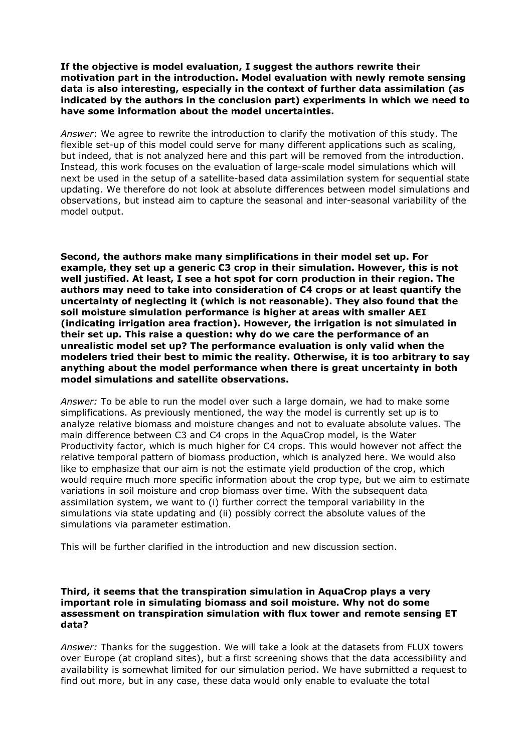**If the objective is model evaluation, I suggest the authors rewrite their motivation part in the introduction. Model evaluation with newly remote sensing data is also interesting, especially in the context of further data assimilation (as indicated by the authors in the conclusion part) experiments in which we need to have some information about the model uncertainties.**

*Answer*: We agree to rewrite the introduction to clarify the motivation of this study. The flexible set-up of this model could serve for many different applications such as scaling, but indeed, that is not analyzed here and this part will be removed from the introduction. Instead, this work focuses on the evaluation of large-scale model simulations which will next be used in the setup of a satellite-based data assimilation system for sequential state updating. We therefore do not look at absolute differences between model simulations and observations, but instead aim to capture the seasonal and inter-seasonal variability of the model output.

**Second, the authors make many simplifications in their model set up. For example, they set up a generic C3 crop in their simulation. However, this is not well justified. At least, I see a hot spot for corn production in their region. The authors may need to take into consideration of C4 crops or at least quantify the uncertainty of neglecting it (which is not reasonable). They also found that the soil moisture simulation performance is higher at areas with smaller AEI (indicating irrigation area fraction). However, the irrigation is not simulated in their set up. This raise a question: why do we care the performance of an unrealistic model set up? The performance evaluation is only valid when the modelers tried their best to mimic the reality. Otherwise, it is too arbitrary to say anything about the model performance when there is great uncertainty in both model simulations and satellite observations.**

*Answer:* To be able to run the model over such a large domain, we had to make some simplifications. As previously mentioned, the way the model is currently set up is to analyze relative biomass and moisture changes and not to evaluate absolute values. The main difference between C3 and C4 crops in the AquaCrop model, is the Water Productivity factor, which is much higher for C4 crops. This would however not affect the relative temporal pattern of biomass production, which is analyzed here. We would also like to emphasize that our aim is not the estimate yield production of the crop, which would require much more specific information about the crop type, but we aim to estimate variations in soil moisture and crop biomass over time. With the subsequent data assimilation system, we want to (i) further correct the temporal variability in the simulations via state updating and (ii) possibly correct the absolute values of the simulations via parameter estimation.

This will be further clarified in the introduction and new discussion section.

**Third, it seems that the transpiration simulation in AquaCrop plays a very important role in simulating biomass and soil moisture. Why not do some assessment on transpiration simulation with flux tower and remote sensing ET data?**

*Answer:* Thanks for the suggestion. We will take a look at the datasets from FLUX towers over Europe (at cropland sites), but a first screening shows that the data accessibility and availability is somewhat limited for our simulation period. We have submitted a request to find out more, but in any case, these data would only enable to evaluate the total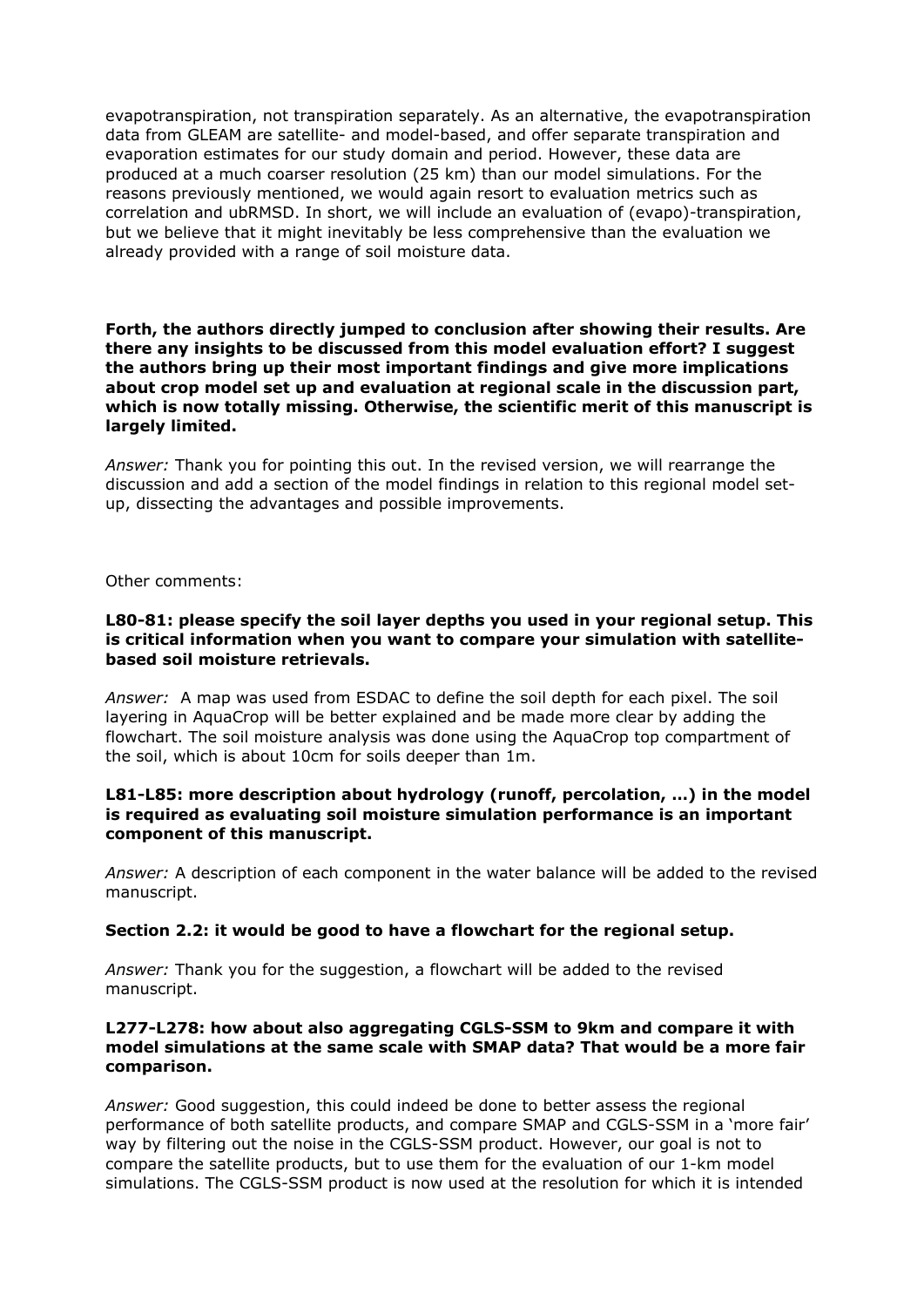evapotranspiration, not transpiration separately. As an alternative, the evapotranspiration data from GLEAM are satellite- and model-based, and offer separate transpiration and evaporation estimates for our study domain and period. However, these data are produced at a much coarser resolution (25 km) than our model simulations. For the reasons previously mentioned, we would again resort to evaluation metrics such as correlation and ubRMSD. In short, we will include an evaluation of (evapo)-transpiration, but we believe that it might inevitably be less comprehensive than the evaluation we already provided with a range of soil moisture data.

**Forth, the authors directly jumped to conclusion after showing their results. Are there any insights to be discussed from this model evaluation effort? I suggest the authors bring up their most important findings and give more implications about crop model set up and evaluation at regional scale in the discussion part, which is now totally missing. Otherwise, the scientific merit of this manuscript is largely limited.**

*Answer:* Thank you for pointing this out. In the revised version, we will rearrange the discussion and add a section of the model findings in relation to this regional model set-up, dissecting the advantages and possible improvements.

Other comments:

**L80-81: please specify the soil layer depths you used in your regional setup. This is critical information when you want to compare your simulation with satellite-based soil moisture retrievals.**

*Answer:* A map was used from ESDAC to define the soil depth for each pixel. The soil layering in AquaCrop will be better explained and be made more clear by adding the flowchart. The soil moisture analysis was done using the AquaCrop top compartment of the soil, which is about 10cm for soils deeper than 1m.

**L81-L85: more description about hydrology (runoff, percolation, …) in the model is required as evaluating soil moisture simulation performance is an important component of this manuscript.**

*Answer:* A description of each component in the water balance will be added to the revised manuscript.

**Section 2.2: it would be good to have a flowchart for the regional setup.**

*Answer:* Thank you for the suggestion, a flowchart will be added to the revised manuscript.

**L277-L278: how about also aggregating CGLS-SSM to 9km and compare it with model simulations at the same scale with SMAP data? That would be a more fair comparison.**

*Answer:* Good suggestion, this could indeed be done to better assess the regional performance of both satellite products, and compare SMAP and CGLS-SSM in a 'more fair' way by filtering out the noise in the CGLS-SSM product. However, our goal is not to compare the satellite products, but to use them for the evaluation of our 1-km model simulations. The CGLS-SSM product is now used at the resolution for which it is intended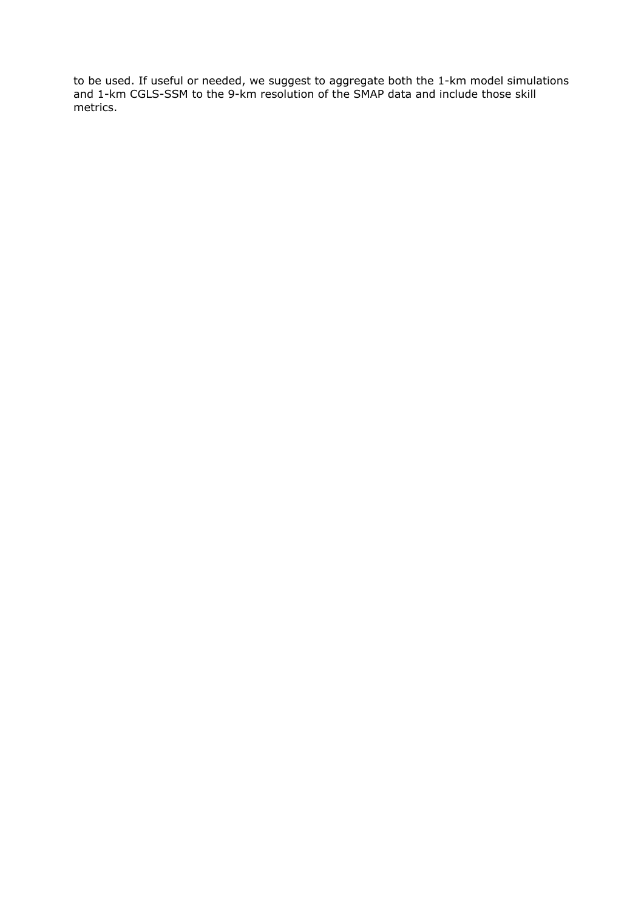to be used. If useful or needed, we suggest to aggregate both the 1-km model simulations and 1-km CGLS-SSM to the 9-km resolution of the SMAP data and include those skill metrics.